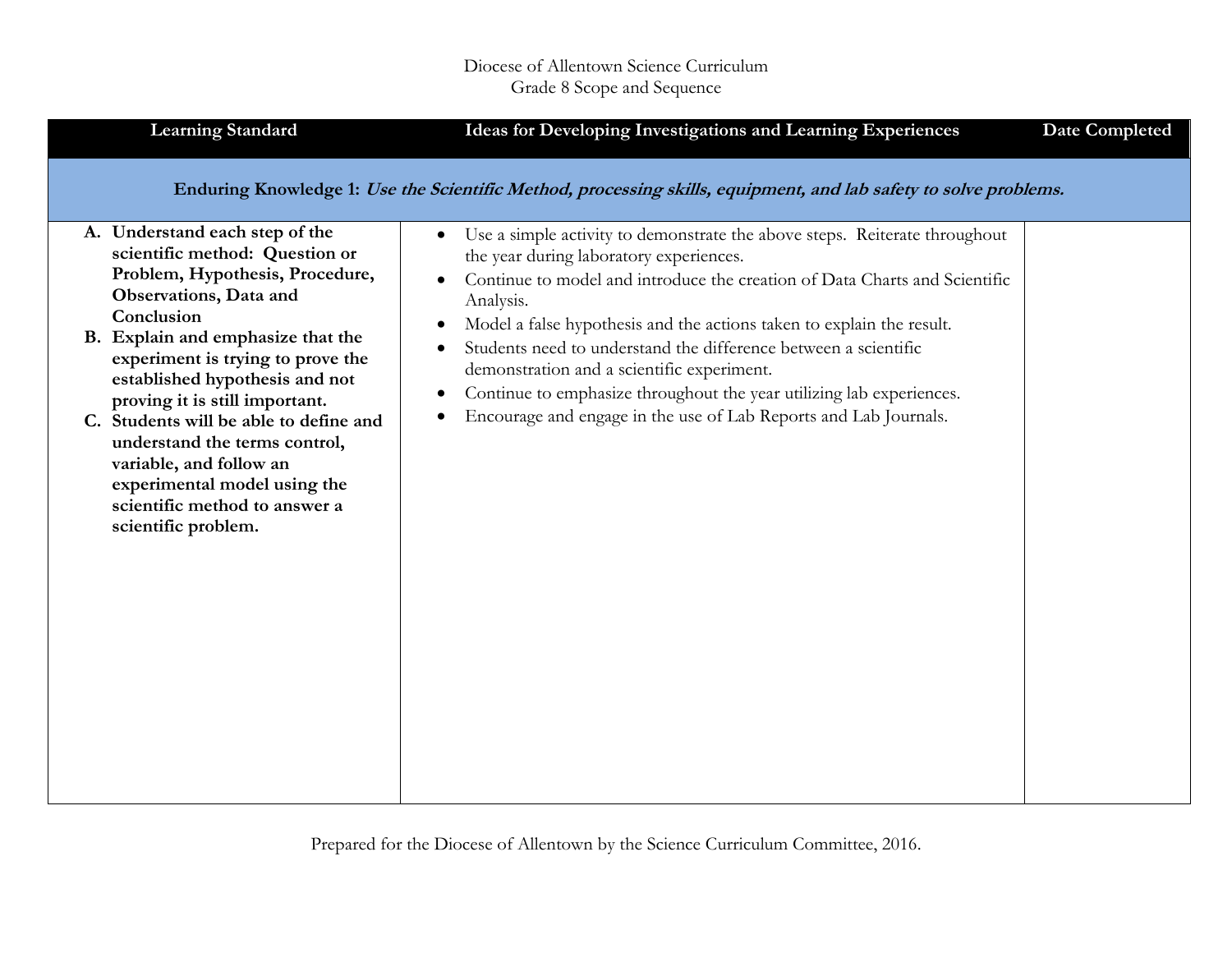Diocese of Allentown Science Curriculum
Grade 8 Scope and Sequence

| Learning Standard | Ideas for Developing Investigations and Learning Experiences | Date Completed |
| --- | --- | --- |
| **Enduring Knowledge 1:** ***Use the Scientific Method, processing skills, equipment, and lab safety to solve problems.*** | | |
| **A. Understand each step of the scientific method: Question or Problem, Hypothesis, Procedure, Observations, Data and Conclusion**<br>**B. Explain and emphasize that the experiment is trying to prove the established hypothesis and not proving it is still important.**<br>**C. Students will be able to define and understand the terms control, variable, and follow an experimental model using the scientific method to answer a scientific problem.** | • Use a simple activity to demonstrate the above steps. Reiterate throughout the year during laboratory experiences.<br>• Continue to model and introduce the creation of Data Charts and Scientific Analysis.<br>• Model a false hypothesis and the actions taken to explain the result.<br>• Students need to understand the difference between a scientific demonstration and a scientific experiment.<br>• Continue to emphasize throughout the year utilizing lab experiences.<br>• Encourage and engage in the use of Lab Reports and Lab Journals. | |

Prepared for the Diocese of Allentown by the Science Curriculum Committee, 2016.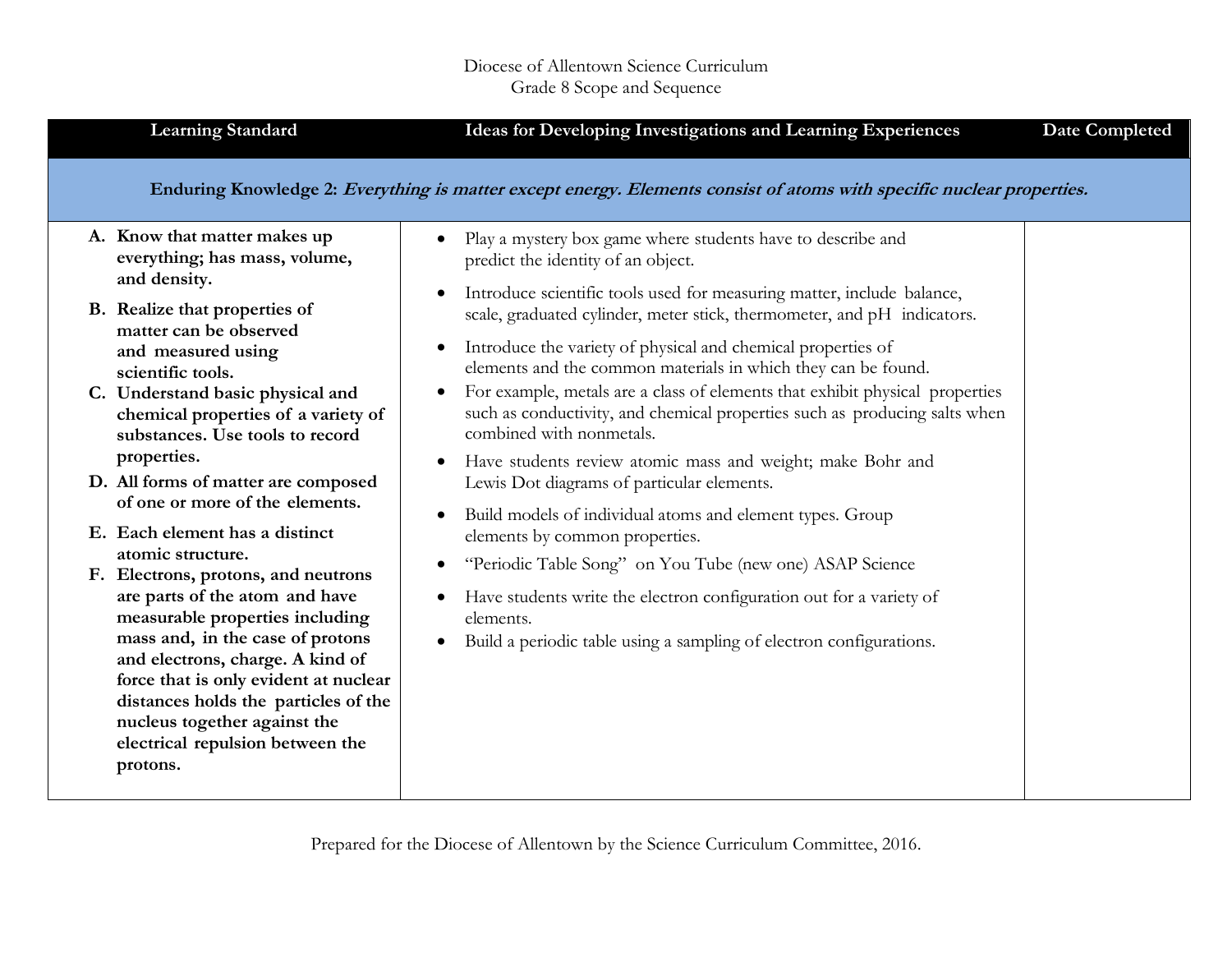Diocese of Allentown Science Curriculum
Grade 8 Scope and Sequence

| Learning Standard | Ideas for Developing Investigations and Learning Experiences | Date Completed |
|---|---|---|
| **Enduring Knowledge 2:** ***Everything is matter except energy. Elements consist of atoms with specific nuclear properties.*** | | |
| **A. Know that matter makes up everything; has mass, volume, and density.**<br>**B. Realize that properties of matter can be observed and measured using scientific tools.**<br>**C. Understand basic physical and chemical properties of a variety of substances. Use tools to record properties.**<br>**D. All forms of matter are composed of one or more of the elements.**<br>**E. Each element has a distinct atomic structure.**<br>**F. Electrons, protons, and neutrons are parts of the atom and have measurable properties including mass and, in the case of protons and electrons, charge. A kind of force that is only evident at nuclear distances holds the particles of the nucleus together against the electrical repulsion between the protons.** | • Play a mystery box game where students have to describe and predict the identity of an object.<br>• Introduce scientific tools used for measuring matter, include balance, scale, graduated cylinder, meter stick, thermometer, and pH indicators.<br>• Introduce the variety of physical and chemical properties of elements and the common materials in which they can be found.<br>• For example, metals are a class of elements that exhibit physical properties such as conductivity, and chemical properties such as producing salts when combined with nonmetals.<br>• Have students review atomic mass and weight; make Bohr and Lewis Dot diagrams of particular elements.<br>• Build models of individual atoms and element types. Group elements by common properties.<br>• "Periodic Table Song" on You Tube (new one) ASAP Science<br>• Have students write the electron configuration out for a variety of elements.<br>• Build a periodic table using a sampling of electron configurations. | |

Prepared for the Diocese of Allentown by the Science Curriculum Committee, 2016.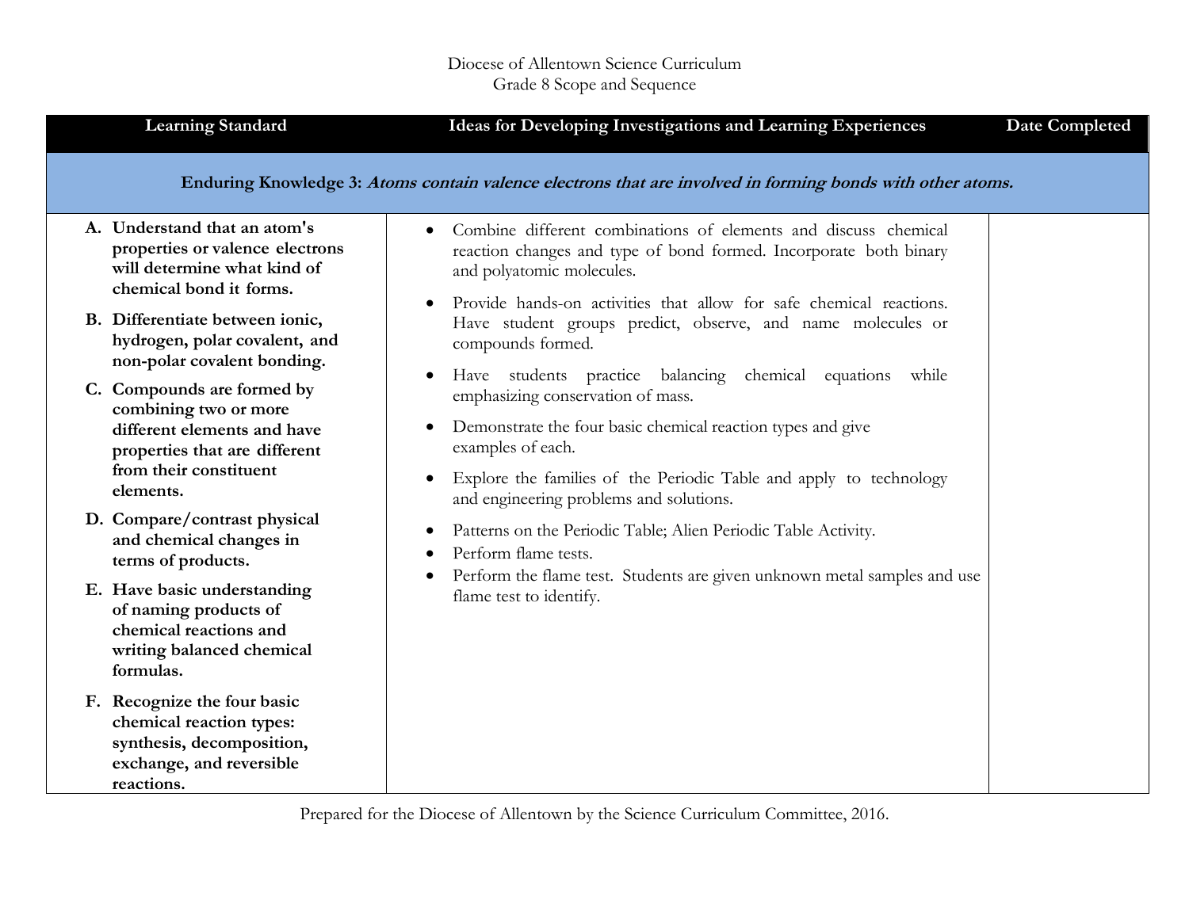Diocese of Allentown Science Curriculum
Grade 8 Scope and Sequence

| Learning Standard | Ideas for Developing Investigations and Learning Experiences | Date Completed |
|---|---|---|
| **Enduring Knowledge 3:** ***Atoms contain valence electrons that are involved in forming bonds with other atoms.*** | | |
| **A. Understand that an atom's properties or valence electrons will determine what kind of chemical bond it forms.**<br><br>**B. Differentiate between ionic, hydrogen, polar covalent, and non-polar covalent bonding.**<br><br>**C. Compounds are formed by combining two or more different elements and have properties that are different from their constituent elements.**<br><br>**D. Compare/contrast physical and chemical changes in terms of products.**<br><br>**E. Have basic understanding of naming products of chemical reactions and writing balanced chemical formulas.**<br><br>**F. Recognize the four basic chemical reaction types: synthesis, decomposition, exchange, and reversible reactions.** | • Combine different combinations of elements and discuss chemical reaction changes and type of bond formed. Incorporate both binary and polyatomic molecules.<br><br>• Provide hands-on activities that allow for safe chemical reactions. Have student groups predict, observe, and name molecules or compounds formed.<br><br>• Have students practice balancing chemical equations while emphasizing conservation of mass.<br><br>• Demonstrate the four basic chemical reaction types and give examples of each.<br><br>• Explore the families of the Periodic Table and apply to technology and engineering problems and solutions.<br><br>• Patterns on the Periodic Table; Alien Periodic Table Activity.<br>• Perform flame tests.<br>• Perform the flame test. Students are given unknown metal samples and use flame test to identify. | |

Prepared for the Diocese of Allentown by the Science Curriculum Committee, 2016.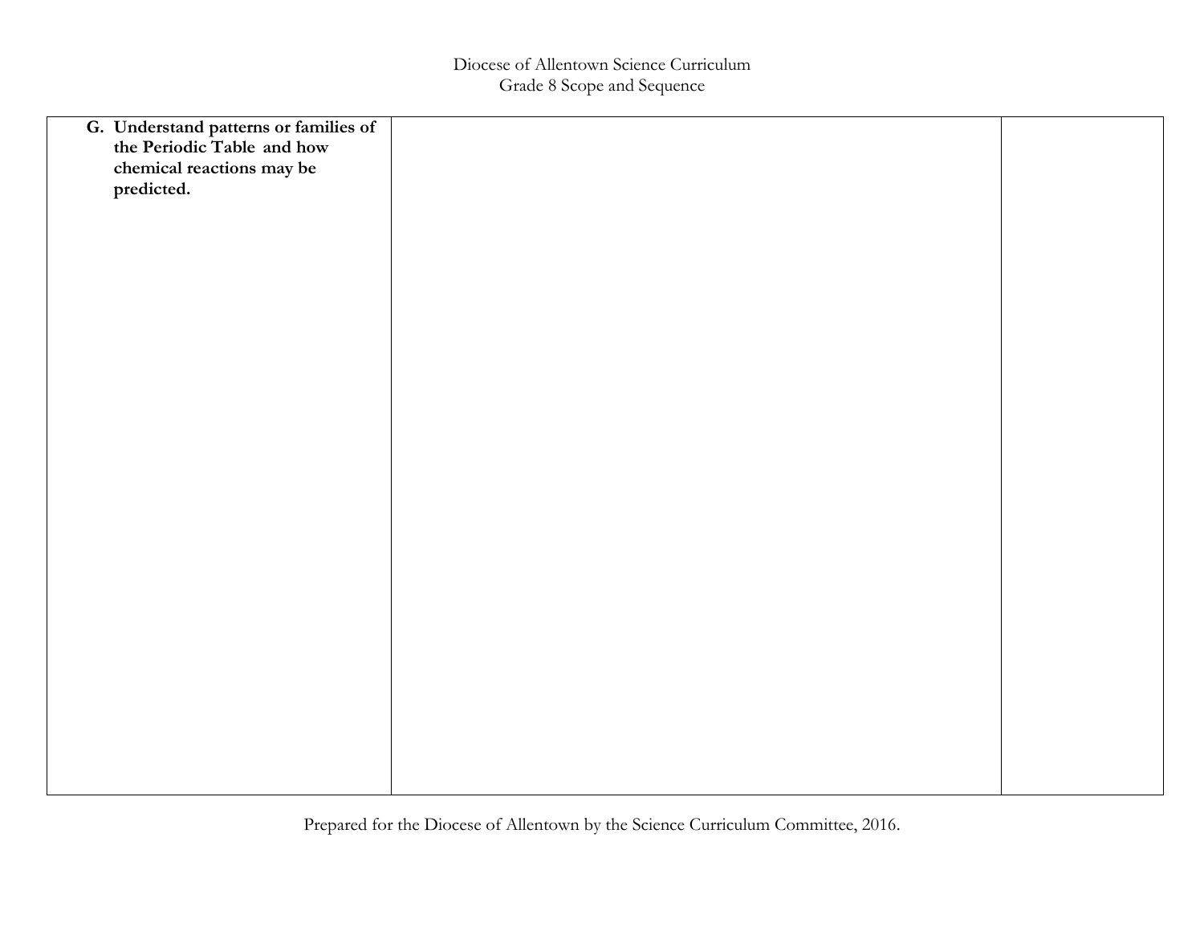| G. **Understand patterns or families of the Periodic Table and how chemical reactions may be predicted.** | | |
| --- | --- | --- |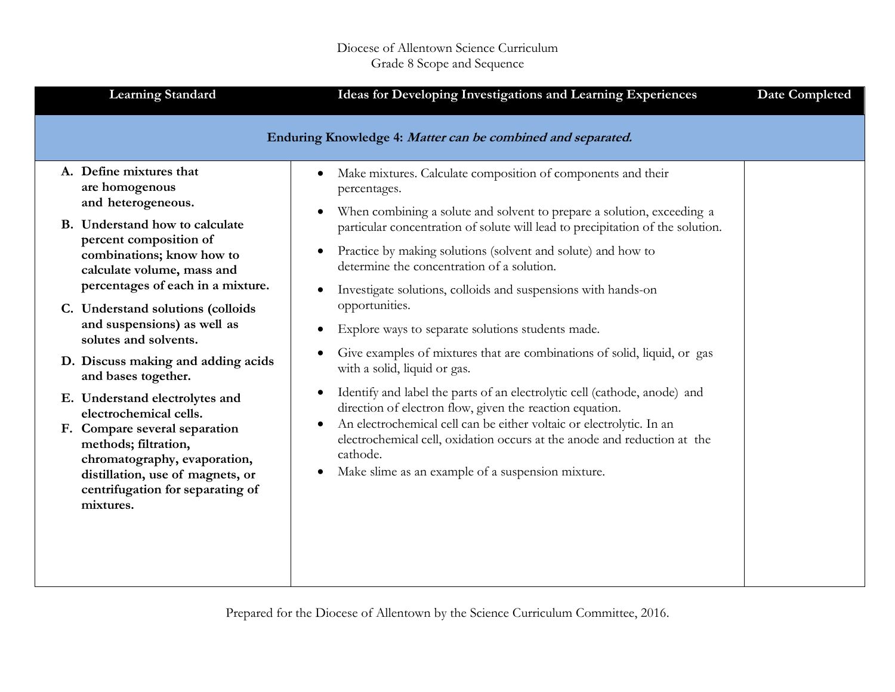Diocese of Allentown Science Curriculum
Grade 8 Scope and Sequence

| Learning Standard | Ideas for Developing Investigations and Learning Experiences | Date Completed |
|---|---|---|
| **Enduring Knowledge 4:** ***Matter can be combined and separated.*** | | |
| **A. Define mixtures that are homogenous and heterogeneous.**<br>**B. Understand how to calculate percent composition of combinations; know how to calculate volume, mass and percentages of each in a mixture.**<br>**C. Understand solutions (colloids and suspensions) as well as solutes and solvents.**<br>**D. Discuss making and adding acids and bases together.**<br>**E. Understand electrolytes and electrochemical cells.**<br>**F. Compare several separation methods; filtration, chromatography, evaporation, distillation, use of magnets, or centrifugation for separating of mixtures.** | • Make mixtures. Calculate composition of components and their percentages.<br>• When combining a solute and solvent to prepare a solution, exceeding a particular concentration of solute will lead to precipitation of the solution.<br>• Practice by making solutions (solvent and solute) and how to determine the concentration of a solution.<br>• Investigate solutions, colloids and suspensions with hands-on opportunities.<br>• Explore ways to separate solutions students made.<br>• Give examples of mixtures that are combinations of solid, liquid, or gas with a solid, liquid or gas.<br>• Identify and label the parts of an electrolytic cell (cathode, anode) and direction of electron flow, given the reaction equation.<br>• An electrochemical cell can be either voltaic or electrolytic. In an electrochemical cell, oxidation occurs at the anode and reduction at the cathode.<br>• Make slime as an example of a suspension mixture. | |

Prepared for the Diocese of Allentown by the Science Curriculum Committee, 2016.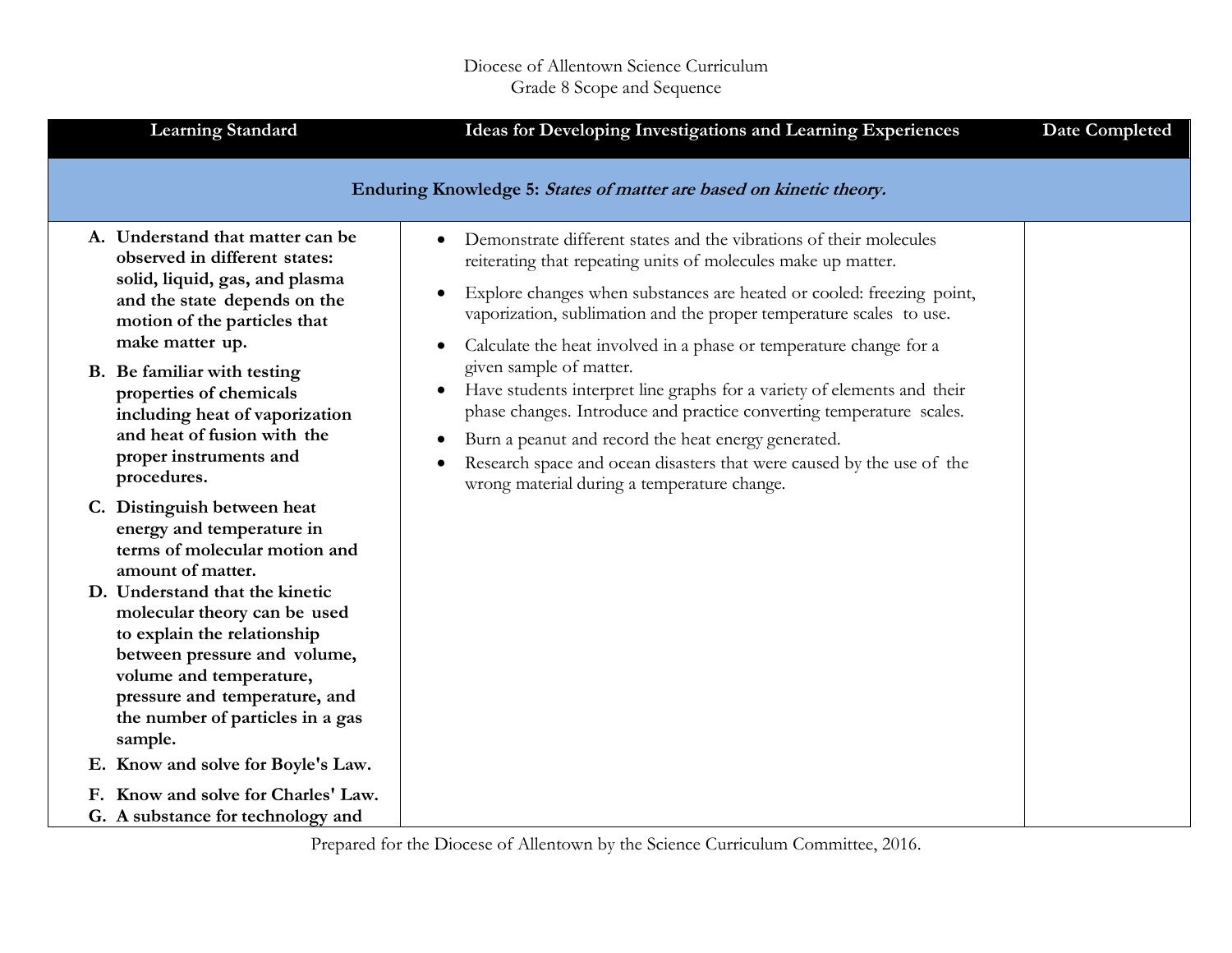Diocese of Allentown Science Curriculum
Grade 8 Scope and Sequence

| Learning Standard | Ideas for Developing Investigations and Learning Experiences | Date Completed |
|---|---|---|
| **Enduring Knowledge 5:** ***States of matter are based on kinetic theory.*** | | |
| **A. Understand that matter can be observed in different states: solid, liquid, gas, and plasma and the state depends on the motion of the particles that make matter up.**<br>**B. Be familiar with testing properties of chemicals including heat of vaporization and heat of fusion with the proper instruments and procedures.**<br>**C. Distinguish between heat energy and temperature in terms of molecular motion and amount of matter.**<br>**D. Understand that the kinetic molecular theory can be used to explain the relationship between pressure and volume, volume and temperature, pressure and temperature, and the number of particles in a gas sample.**<br>**E. Know and solve for Boyle's Law.**<br>**F. Know and solve for Charles' Law.**<br>**G. A substance for technology and** | • Demonstrate different states and the vibrations of their molecules reiterating that repeating units of molecules make up matter.<br>• Explore changes when substances are heated or cooled: freezing point, vaporization, sublimation and the proper temperature scales to use.<br>• Calculate the heat involved in a phase or temperature change for a given sample of matter.<br>• Have students interpret line graphs for a variety of elements and their phase changes. Introduce and practice converting temperature scales.<br>• Burn a peanut and record the heat energy generated.<br>• Research space and ocean disasters that were caused by the use of the wrong material during a temperature change. | |

Prepared for the Diocese of Allentown by the Science Curriculum Committee, 2016.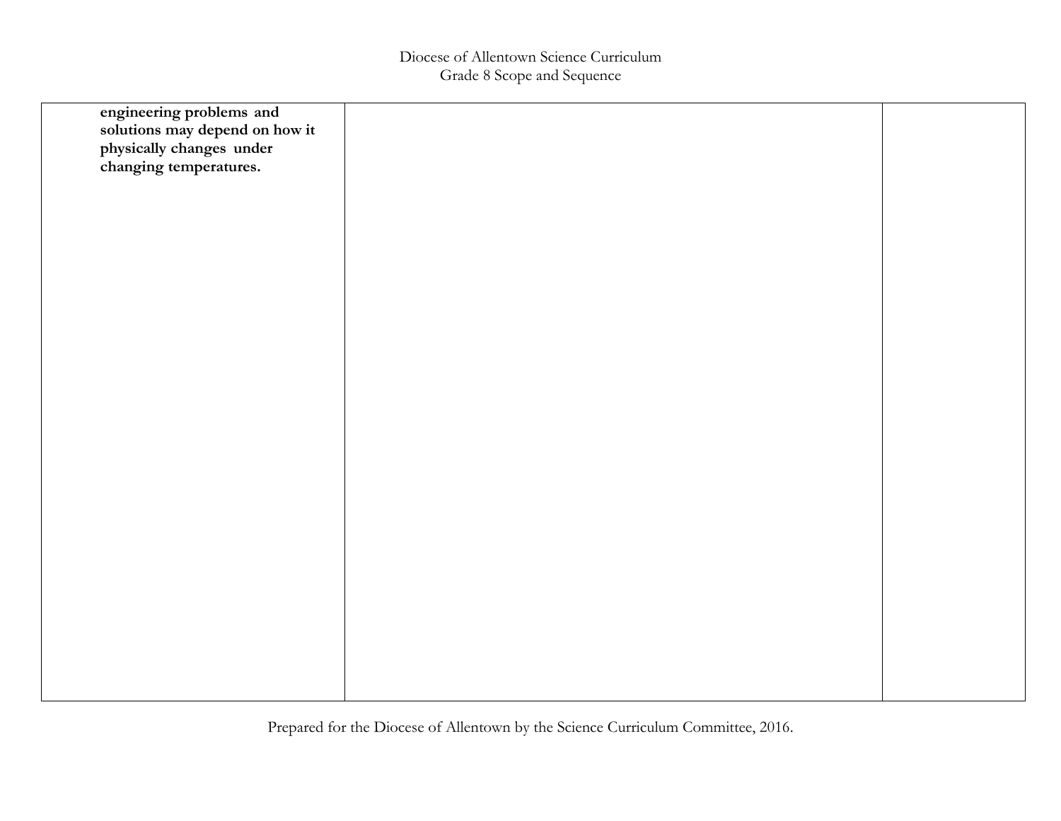| | | |
|---|---|---|
| **engineering problems and solutions may depend on how it physically changes under changing temperatures.** | | |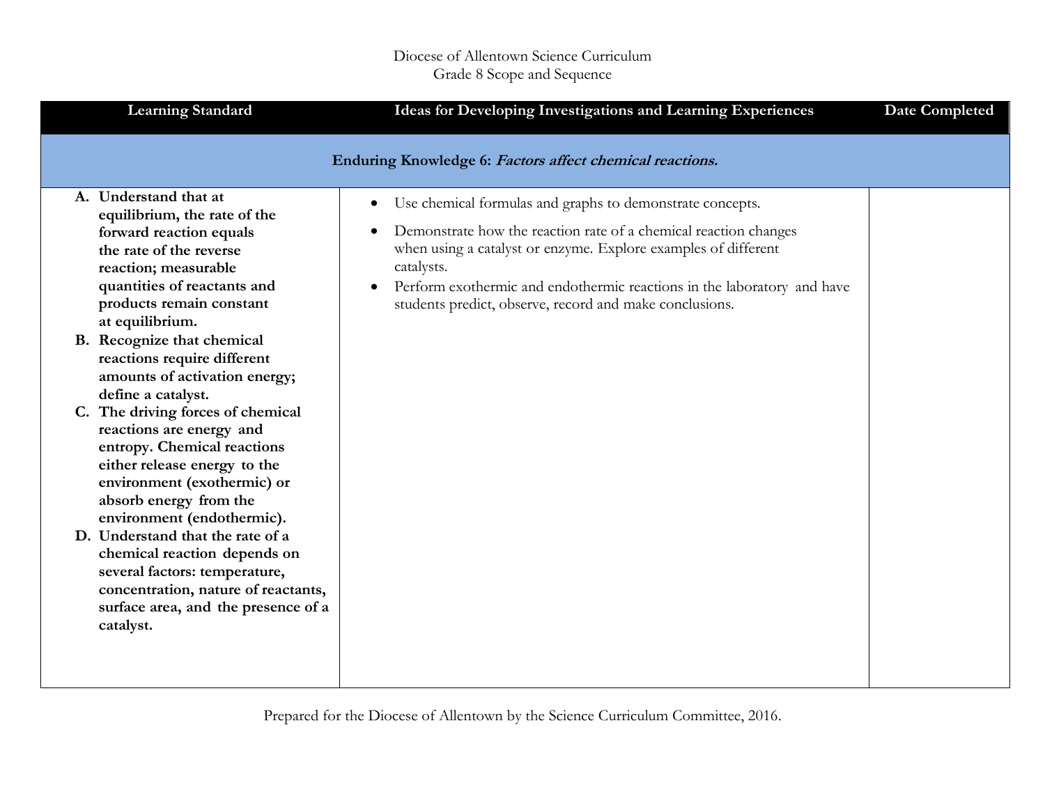Diocese of Allentown Science Curriculum
Grade 8 Scope and Sequence

| Learning Standard | Ideas for Developing Investigations and Learning Experiences | Date Completed |
|---|---|---|
| **Enduring Knowledge 6: *Factors affect chemical reactions.*** | | |
| **A. Understand that at equilibrium, the rate of the forward reaction equals the rate of the reverse reaction; measurable quantities of reactants and products remain constant at equilibrium.**<br>**B. Recognize that chemical reactions require different amounts of activation energy; define a catalyst.**<br>**C. The driving forces of chemical reactions are energy and entropy. Chemical reactions either release energy to the environment (exothermic) or absorb energy from the environment (endothermic).**<br>**D. Understand that the rate of a chemical reaction depends on several factors: temperature, concentration, nature of reactants, surface area, and the presence of a catalyst.** | • Use chemical formulas and graphs to demonstrate concepts.<br>• Demonstrate how the reaction rate of a chemical reaction changes when using a catalyst or enzyme. Explore examples of different catalysts.<br>• Perform exothermic and endothermic reactions in the laboratory and have students predict, observe, record and make conclusions. | |

Prepared for the Diocese of Allentown by the Science Curriculum Committee, 2016.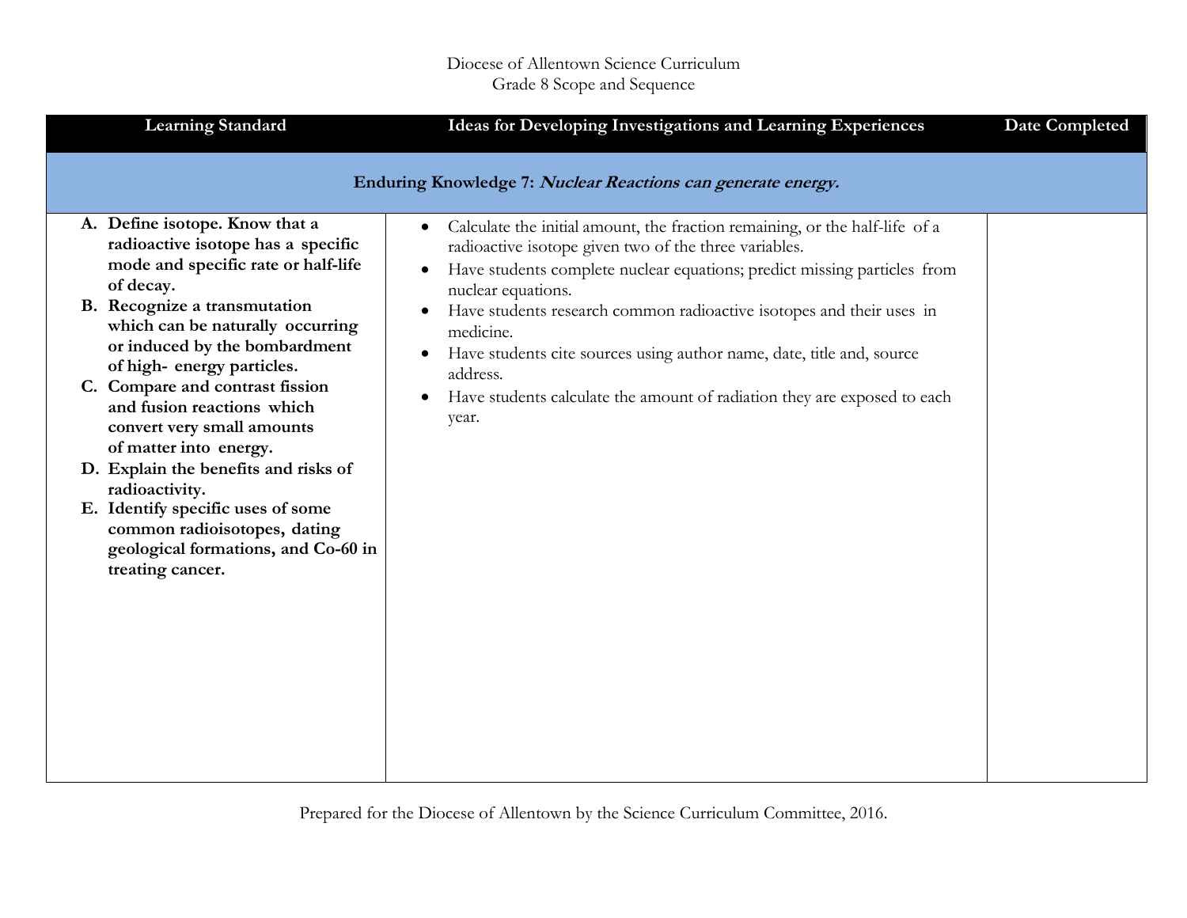| Learning Standard | Ideas for Developing Investigations and Learning Experiences | Date Completed |
|---|---|---|
| **Enduring Knowledge 7: *Nuclear Reactions can generate energy.*** | | |
| **A. Define isotope. Know that a radioactive isotope has a specific mode and specific rate or half-life of decay.**<br>**B. Recognize a transmutation which can be naturally occurring or induced by the bombardment of high- energy particles.**<br>**C. Compare and contrast fission and fusion reactions which convert very small amounts of matter into energy.**<br>**D. Explain the benefits and risks of radioactivity.**<br>**E. Identify specific uses of some common radioisotopes, dating geological formations, and Co-60 in treating cancer.** | • Calculate the initial amount, the fraction remaining, or the half-life of a radioactive isotope given two of the three variables.<br>• Have students complete nuclear equations; predict missing particles from nuclear equations.<br>• Have students research common radioactive isotopes and their uses in medicine.<br>• Have students cite sources using author name, date, title and, source address.<br>• Have students calculate the amount of radiation they are exposed to each year. | |

Prepared for the Diocese of Allentown by the Science Curriculum Committee, 2016.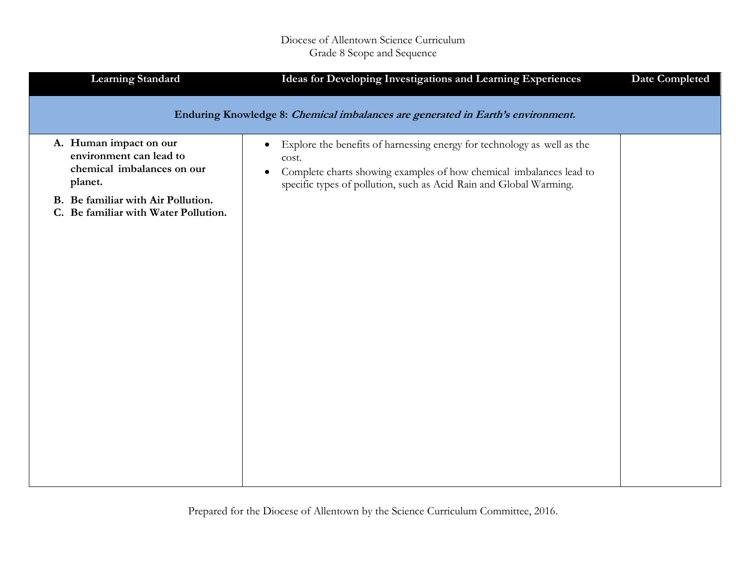Diocese of Allentown Science Curriculum
Grade 8 Scope and Sequence

| Learning Standard | Ideas for Developing Investigations and Learning Experiences | Date Completed |
|---|---|---|
| **Enduring Knowledge 8:** ***Chemical imbalances are generated in Earth's environment.*** | | |
| **A. Human impact on our environment can lead to chemical imbalances on our planet.**<br>**B. Be familiar with Air Pollution.**<br>**C. Be familiar with Water Pollution.** | • Explore the benefits of harnessing energy for technology as well as the cost.<br>• Complete charts showing examples of how chemical imbalances lead to specific types of pollution, such as Acid Rain and Global Warming. | |

Prepared for the Diocese of Allentown by the Science Curriculum Committee, 2016.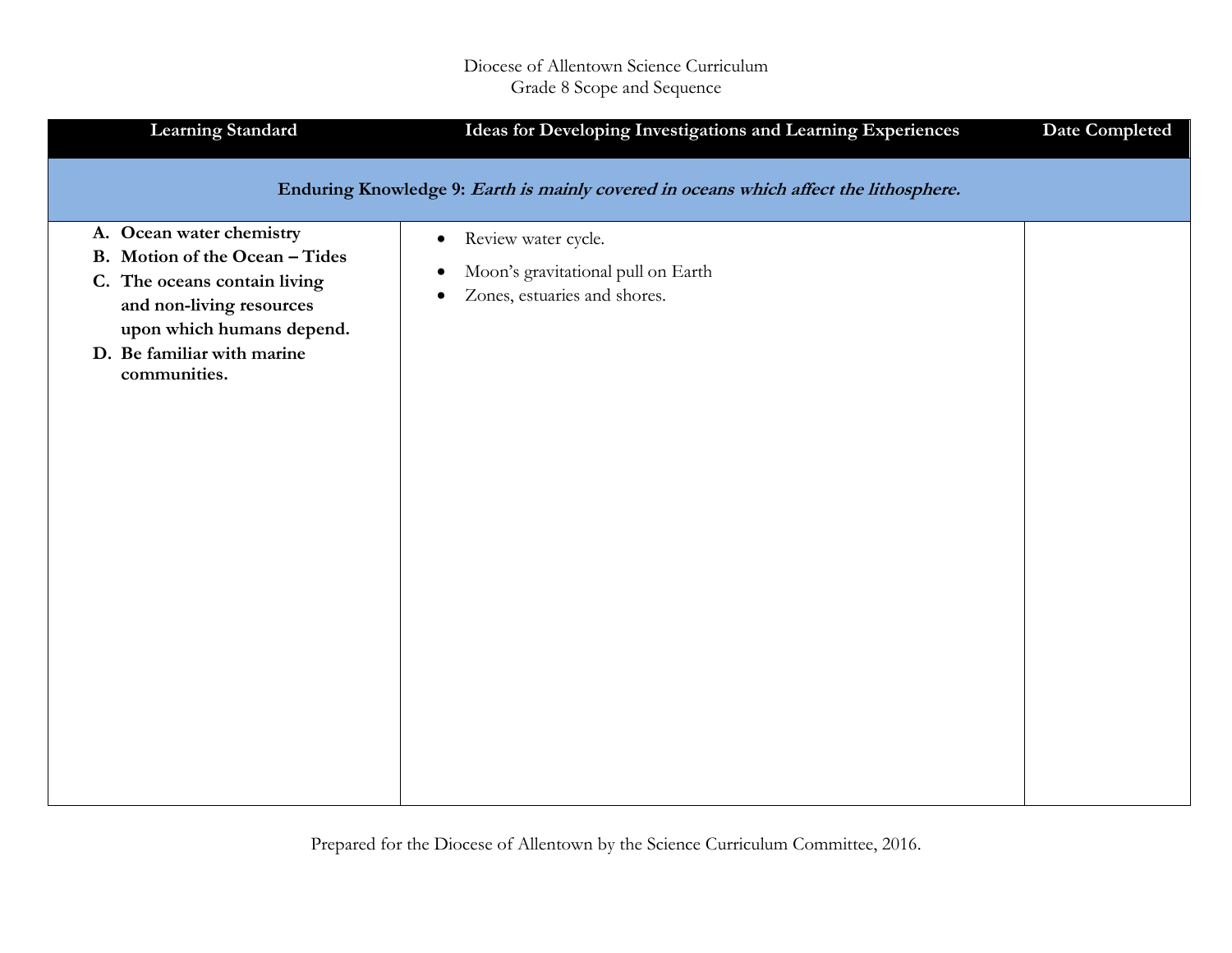Diocese of Allentown Science Curriculum
Grade 8 Scope and Sequence

| Learning Standard | Ideas for Developing Investigations and Learning Experiences | Date Completed |
|---|---|---|
| **Enduring Knowledge 9:** ***Earth is mainly covered in oceans which affect the lithosphere.*** | | |
| **A. Ocean water chemistry**<br>**B. Motion of the Ocean – Tides**<br>**C. The oceans contain living and non-living resources upon which humans depend.**<br>**D. Be familiar with marine communities.** | • Review water cycle.<br>• Moon's gravitational pull on Earth<br>• Zones, estuaries and shores. | |

Prepared for the Diocese of Allentown by the Science Curriculum Committee, 2016.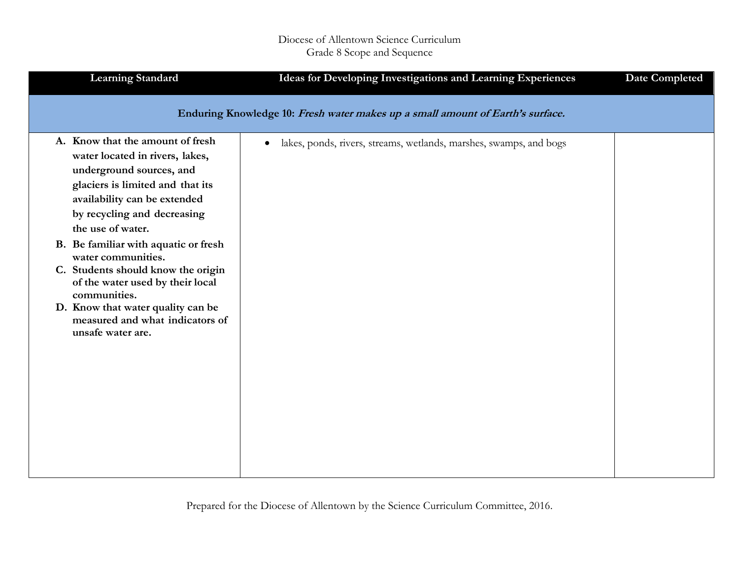Diocese of Allentown Science Curriculum
Grade 8 Scope and Sequence

| Learning Standard | Ideas for Developing Investigations and Learning Experiences | Date Completed |
|---|---|---|
| **Enduring Knowledge 10:** ***Fresh water makes up a small amount of Earth's surface.*** | | |
| **A. Know that the amount of fresh water located in rivers, lakes, underground sources, and glaciers is limited and that its availability can be extended by recycling and decreasing the use of water.**<br>**B. Be familiar with aquatic or fresh water communities.**<br>**C. Students should know the origin of the water used by their local communities.**<br>**D. Know that water quality can be measured and what indicators of unsafe water are.** | • lakes, ponds, rivers, streams, wetlands, marshes, swamps, and bogs | |

Prepared for the Diocese of Allentown by the Science Curriculum Committee, 2016.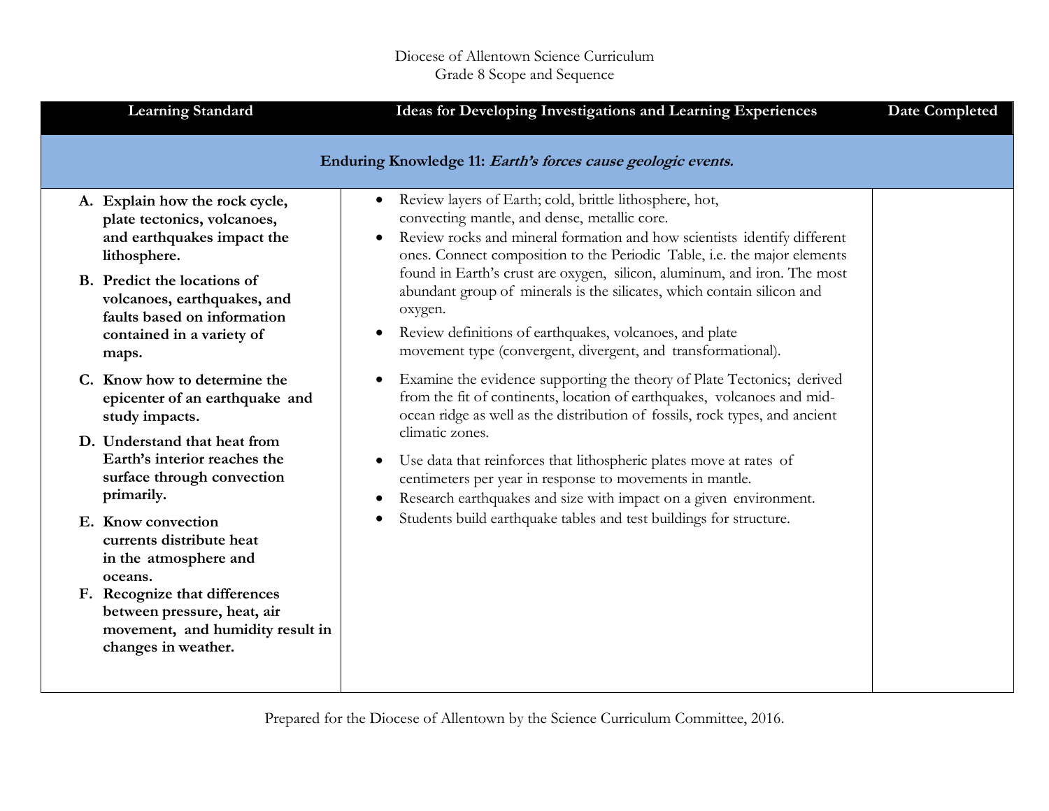Diocese of Allentown Science Curriculum
Grade 8 Scope and Sequence

| Learning Standard | Ideas for Developing Investigations and Learning Experiences | Date Completed |
|---|---|---|
| **Enduring Knowledge 11:** ***Earth's forces cause geologic events.*** | | |
| **A. Explain how the rock cycle, plate tectonics, volcanoes, and earthquakes impact the lithosphere.**<br>**B. Predict the locations of volcanoes, earthquakes, and faults based on information contained in a variety of maps.**<br>**C. Know how to determine the epicenter of an earthquake and study impacts.**<br>**D. Understand that heat from Earth's interior reaches the surface through convection primarily.**<br>**E. Know convection currents distribute heat in the atmosphere and oceans.**<br>**F. Recognize that differences between pressure, heat, air movement, and humidity result in changes in weather.** | • Review layers of Earth; cold, brittle lithosphere, hot, convecting mantle, and dense, metallic core.<br>• Review rocks and mineral formation and how scientists identify different ones. Connect composition to the Periodic Table, i.e. the major elements found in Earth's crust are oxygen, silicon, aluminum, and iron. The most abundant group of minerals is the silicates, which contain silicon and oxygen.<br>• Review definitions of earthquakes, volcanoes, and plate movement type (convergent, divergent, and transformational).<br>• Examine the evidence supporting the theory of Plate Tectonics; derived from the fit of continents, location of earthquakes, volcanoes and mid-ocean ridge as well as the distribution of fossils, rock types, and ancient climatic zones.<br>• Use data that reinforces that lithospheric plates move at rates of centimeters per year in response to movements in mantle.<br>• Research earthquakes and size with impact on a given environment.<br>• Students build earthquake tables and test buildings for structure. | |

Prepared for the Diocese of Allentown by the Science Curriculum Committee, 2016.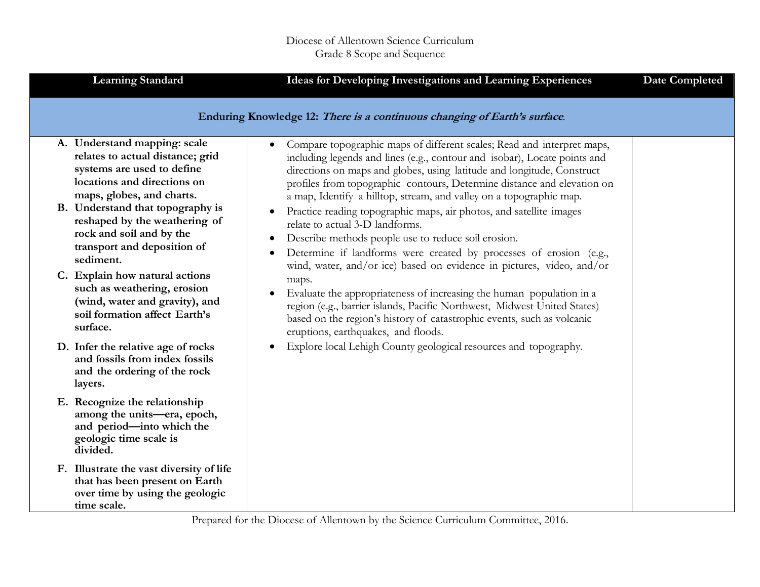Diocese of Allentown Science Curriculum
Grade 8 Scope and Sequence

| Learning Standard | Ideas for Developing Investigations and Learning Experiences | Date Completed |
|---|---|---|
| **Enduring Knowledge 12: *There is a continuous changing of Earth's surface*.** | | |
| **A. Understand mapping: scale relates to actual distance; grid systems are used to define locations and directions on maps, globes, and charts.**<br>**B. Understand that topography is reshaped by the weathering of rock and soil and by the transport and deposition of sediment.**<br>**C. Explain how natural actions such as weathering, erosion (wind, water and gravity), and soil formation affect Earth's surface.**<br>**D. Infer the relative age of rocks and fossils from index fossils and the ordering of the rock layers.**<br>**E. Recognize the relationship among the units—era, epoch, and period—into which the geologic time scale is divided.**<br>**F. Illustrate the vast diversity of life that has been present on Earth over time by using the geologic time scale.** | • Compare topographic maps of different scales; Read and interpret maps, including legends and lines (e.g., contour and isobar), Locate points and directions on maps and globes, using latitude and longitude, Construct profiles from topographic contours, Determine distance and elevation on a map, Identify a hilltop, stream, and valley on a topographic map.<br>• Practice reading topographic maps, air photos, and satellite images relate to actual 3-D landforms.<br>• Describe methods people use to reduce soil erosion.<br>• Determine if landforms were created by processes of erosion (e.g., wind, water, and/or ice) based on evidence in pictures, video, and/or maps.<br>• Evaluate the appropriateness of increasing the human population in a region (e.g., barrier islands, Pacific Northwest, Midwest United States) based on the region's history of catastrophic events, such as volcanic eruptions, earthquakes, and floods.<br>• Explore local Lehigh County geological resources and topography. | |

Prepared for the Diocese of Allentown by the Science Curriculum Committee, 2016.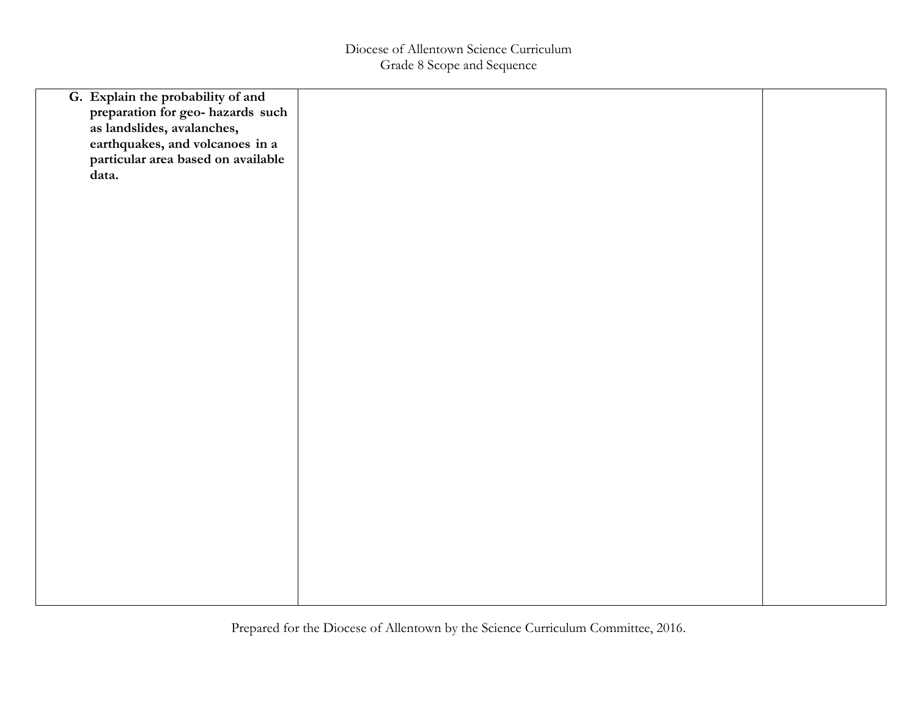| | | |
|---|---|---|
| **G. Explain the probability of and preparation for geo- hazards such as landslides, avalanches, earthquakes, and volcanoes in a particular area based on available data.** | | |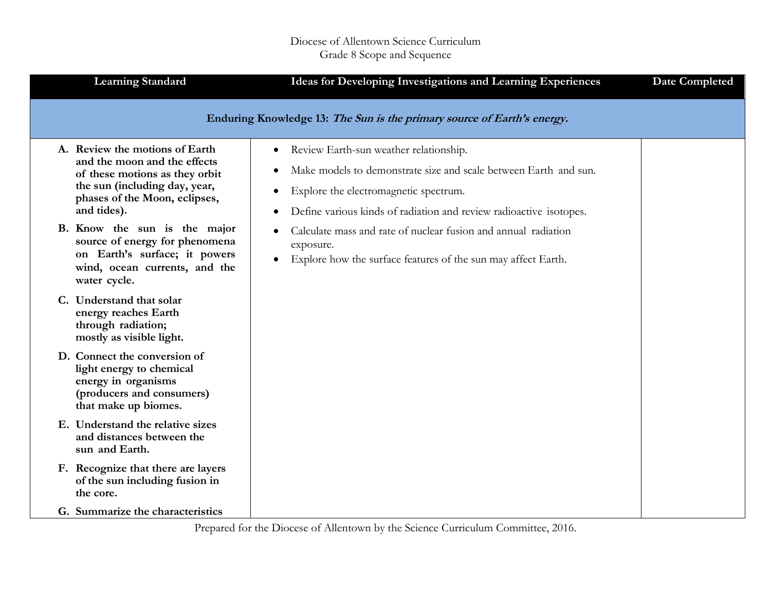Diocese of Allentown Science Curriculum
Grade 8 Scope and Sequence

| Learning Standard | Ideas for Developing Investigations and Learning Experiences | Date Completed |
|---|---|---|
| **Enduring Knowledge 13:** ***The Sun is the primary source of Earth's energy.*** | | |
| **A. Review the motions of Earth and the moon and the effects of these motions as they orbit the sun (including day, year, phases of the Moon, eclipses, and tides).**<br>**B. Know the sun is the major source of energy for phenomena on Earth's surface; it powers wind, ocean currents, and the water cycle.**<br>**C. Understand that solar energy reaches Earth through radiation; mostly as visible light.**<br>**D. Connect the conversion of light energy to chemical energy in organisms (producers and consumers) that make up biomes.**<br>**E. Understand the relative sizes and distances between the sun and Earth.**<br>**F. Recognize that there are layers of the sun including fusion in the core.**<br>**G. Summarize the characteristics** | • Review Earth-sun weather relationship.<br>• Make models to demonstrate size and scale between Earth and sun.<br>• Explore the electromagnetic spectrum.<br>• Define various kinds of radiation and review radioactive isotopes.<br>• Calculate mass and rate of nuclear fusion and annual radiation exposure.<br>• Explore how the surface features of the sun may affect Earth. | |

Prepared for the Diocese of Allentown by the Science Curriculum Committee, 2016.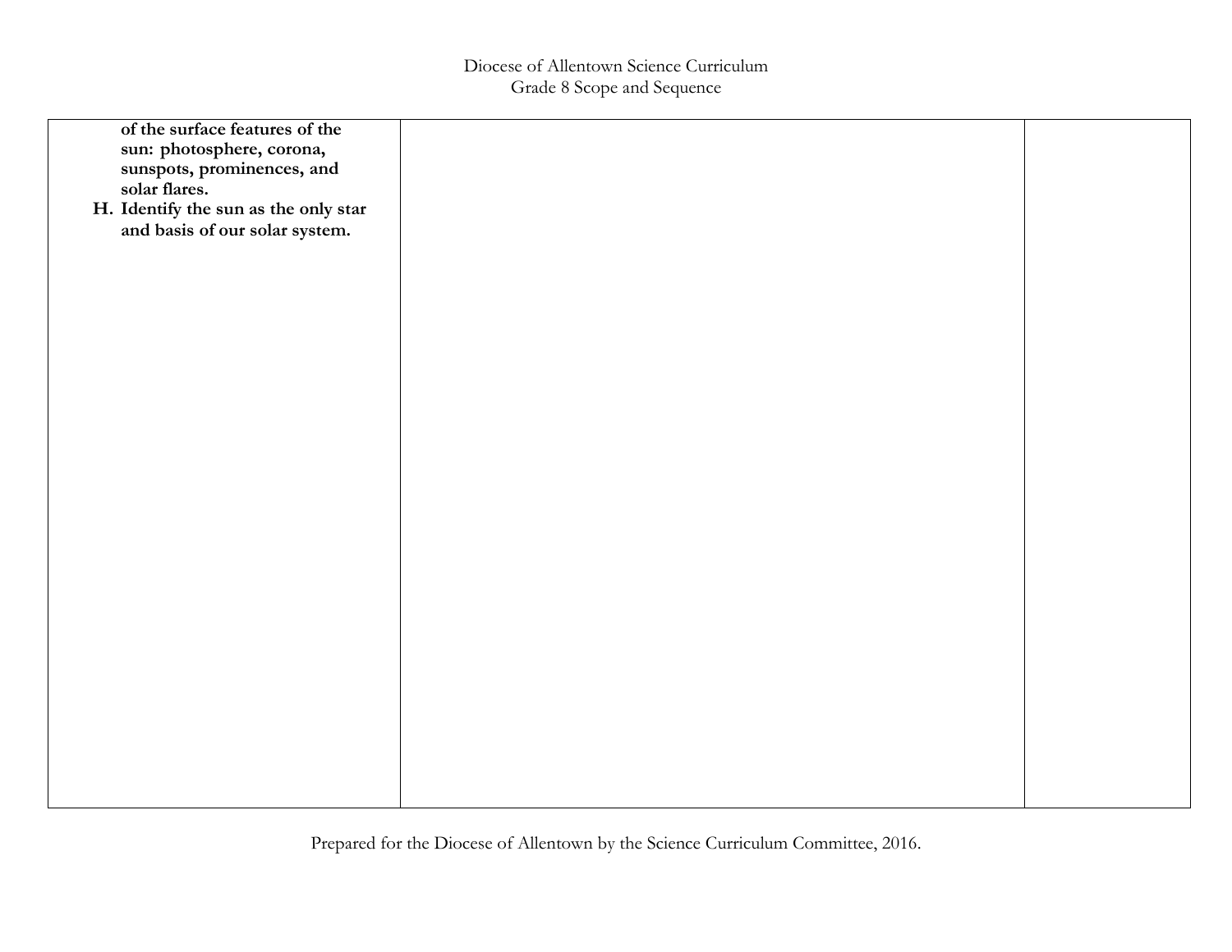| | | |
|---|---|---|
| **of the surface features of the sun: photosphere, corona, sunspots, prominences, and solar flares.**<br>**H. Identify the sun as the only star and basis of our solar system.** | | |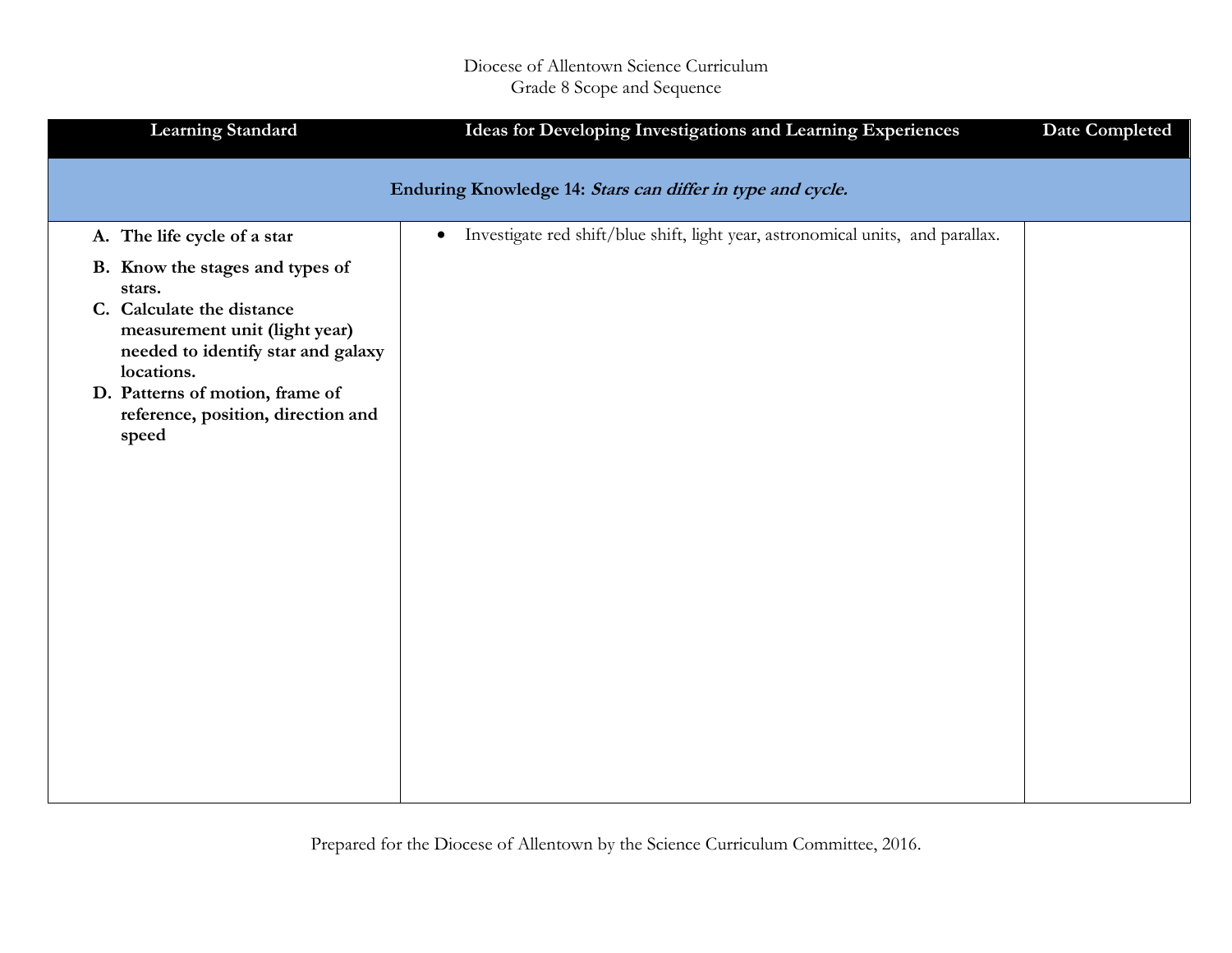Diocese of Allentown Science Curriculum
Grade 8 Scope and Sequence

| Learning Standard | Ideas for Developing Investigations and Learning Experiences | Date Completed |
|---|---|---|
| **Enduring Knowledge 14:** ***Stars can differ in type and cycle.*** | | |
| **A. The life cycle of a star**<br>**B. Know the stages and types of stars.**<br>**C. Calculate the distance measurement unit (light year) needed to identify star and galaxy locations.**<br>**D. Patterns of motion, frame of reference, position, direction and speed** | • Investigate red shift/blue shift, light year, astronomical units, and parallax. | |

Prepared for the Diocese of Allentown by the Science Curriculum Committee, 2016.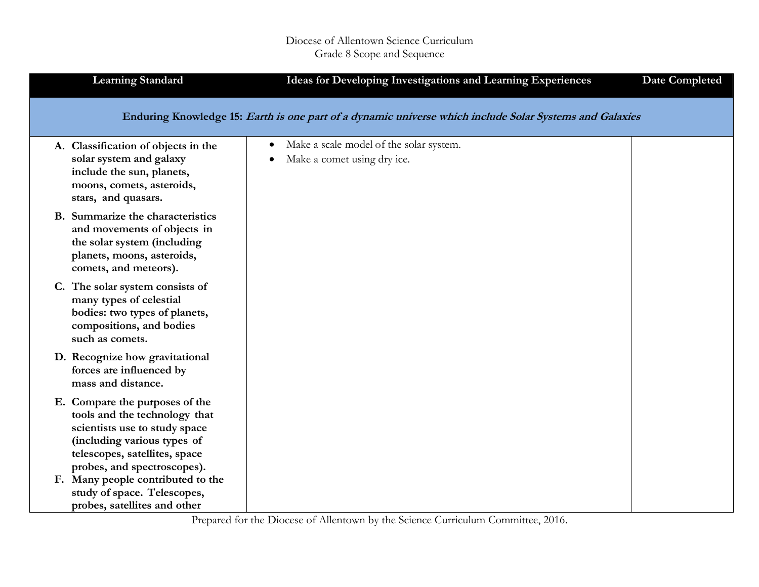Diocese of Allentown Science Curriculum
Grade 8 Scope and Sequence

| Learning Standard | Ideas for Developing Investigations and Learning Experiences | Date Completed |
|---|---|---|
| **Enduring Knowledge 15:** ***Earth is one part of a dynamic universe which include Solar Systems and Galaxies*** | | |
| **A. Classification of objects in the solar system and galaxy include the sun, planets, moons, comets, asteroids, stars, and quasars.**<br>**B. Summarize the characteristics and movements of objects in the solar system (including planets, moons, asteroids, comets, and meteors).**<br>**C. The solar system consists of many types of celestial bodies: two types of planets, compositions, and bodies such as comets.**<br>**D. Recognize how gravitational forces are influenced by mass and distance.**<br>**E. Compare the purposes of the tools and the technology that scientists use to study space (including various types of telescopes, satellites, space probes, and spectroscopes).**<br>**F. Many people contributed to the study of space. Telescopes, probes, satellites and other** | • Make a scale model of the solar system.<br>• Make a comet using dry ice. | |

Prepared for the Diocese of Allentown by the Science Curriculum Committee, 2016.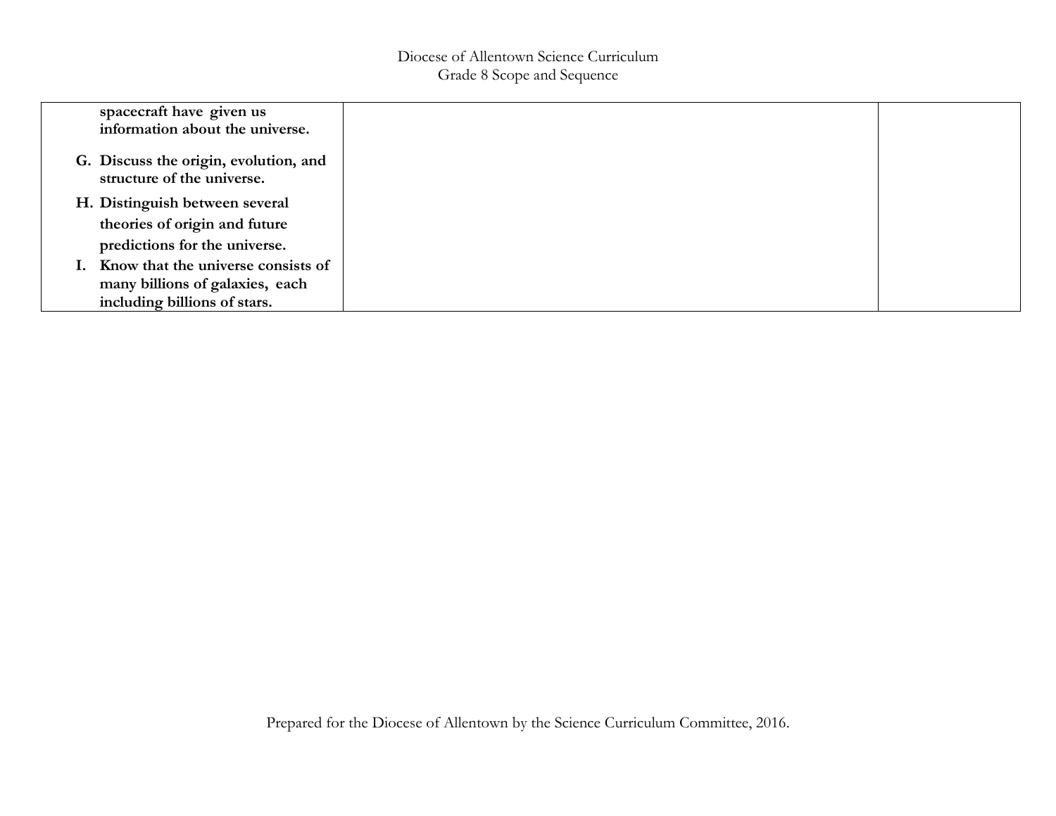| | | |
|---|---|---|
| **spacecraft have given us information about the universe.**<br><br>**G. Discuss the origin, evolution, and structure of the universe.**<br>**H. Distinguish between several theories of origin and future predictions for the universe.**<br>**I. Know that the universe consists of many billions of galaxies, each including billions of stars.** | | |

Prepared for the Diocese of Allentown by the Science Curriculum Committee, 2016.